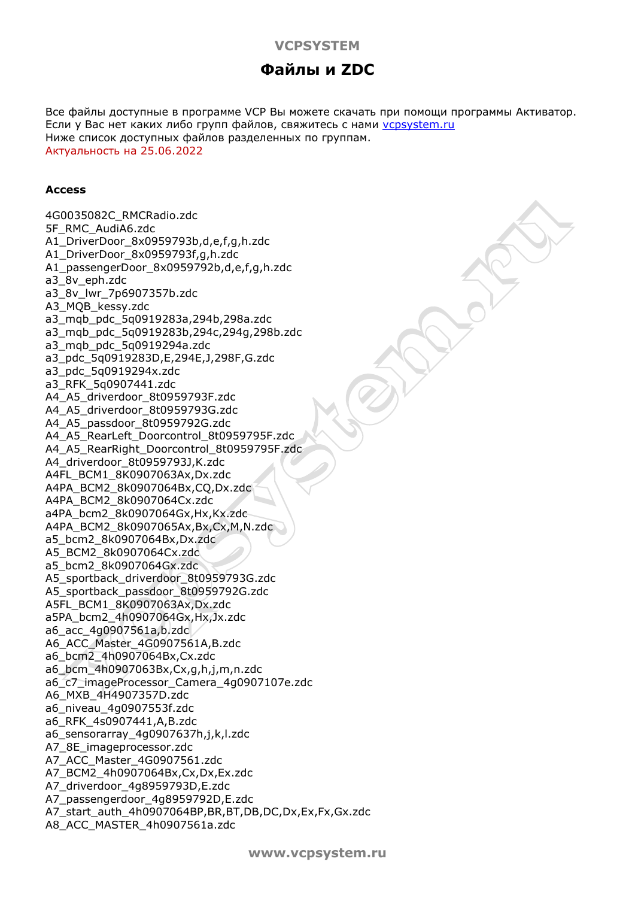# Файлы и ZDC

Все файлы доступные в программе VCP Вы можете скачать при помощи программы Активатор.
Если у Вас нет каких либо групп файлов, свяжитесь с нами [vcpsystem.ru](vcpsystem.ru)
Ниже список доступных файлов разделенных по группам.
Актуальность на 25.06.2022

### Access

4G0035082C_RMCRadio.zdc
5F_RMC_AudiA6.zdc
A1_DriverDoor_8x0959793b,d,e,f,g,h.zdc
A1_DriverDoor_8x0959793f,g,h.zdc
A1_passengerDoor_8x0959792b,d,e,f,g,h.zdc
a3_8v_eph.zdc
a3_8v_lwr_7p6907357b.zdc
A3_MQB_kessy.zdc
a3_mqb_pdc_5q0919283a,294b,298a.zdc
a3_mqb_pdc_5q0919283b,294c,294g,298b.zdc
a3_mqb_pdc_5q0919294a.zdc
a3_pdc_5q0919283D,E,294E,J,298F,G.zdc
a3_pdc_5q0919294x.zdc
a3_RFK_5q0907441.zdc
A4_A5_driverdoor_8t0959793F.zdc
A4_A5_driverdoor_8t0959793G.zdc
A4_A5_passdoor_8t0959792G.zdc
A4_A5_RearLeft_Doorcontrol_8t0959795F.zdc
A4_A5_RearRight_Doorcontrol_8t0959795F.zdc
A4_driverdoor_8t0959793J,K.zdc
A4FL_BCM1_8K0907063Ax,Dx.zdc
A4PA_BCM2_8k0907064Bx,CQ,Dx.zdc
A4PA_BCM2_8k0907064Cx.zdc
a4PA_bcm2_8k0907064Gx,Hx,Kx.zdc
A4PA_BCM2_8k0907065Ax,Bx,Cx,M,N.zdc
a5_bcm2_8k0907064Bx,Dx.zdc
A5_BCM2_8k0907064Cx.zdc
a5_bcm2_8k0907064Gx.zdc
A5_sportback_driverdoor_8t0959793G.zdc
A5_sportback_passdoor_8t0959792G.zdc
A5FL_BCM1_8K0907063Ax,Dx.zdc
a5PA_bcm2_4h0907064Gx,Hx,Jx.zdc
a6_acc_4g0907561a,b.zdc
A6_ACC_Master_4G0907561A,B.zdc
a6_bcm2_4h0907064Bx,Cx.zdc
a6_bcm_4h0907063Bx,Cx,g,h,j,m,n.zdc
a6_c7_imageProcessor_Camera_4g0907107e.zdc
A6_MXB_4H4907357D.zdc
a6_niveau_4g0907553f.zdc
a6_RFK_4s0907441,A,B.zdc
a6_sensorarray_4g0907637h,j,k,l.zdc
A7_8E_imageprocessor.zdc
A7_ACC_Master_4G0907561.zdc
A7_BCM2_4h0907064Bx,Cx,Dx,Ex.zdc
A7_driverdoor_4g8959793D,E.zdc
A7_passengerdoor_4g8959792D,E.zdc
A7_start_auth_4h0907064BP,BR,BT,DB,DC,Dx,Ex,Fx,Gx.zdc
A8_ACC_MASTER_4h0907561a.zdc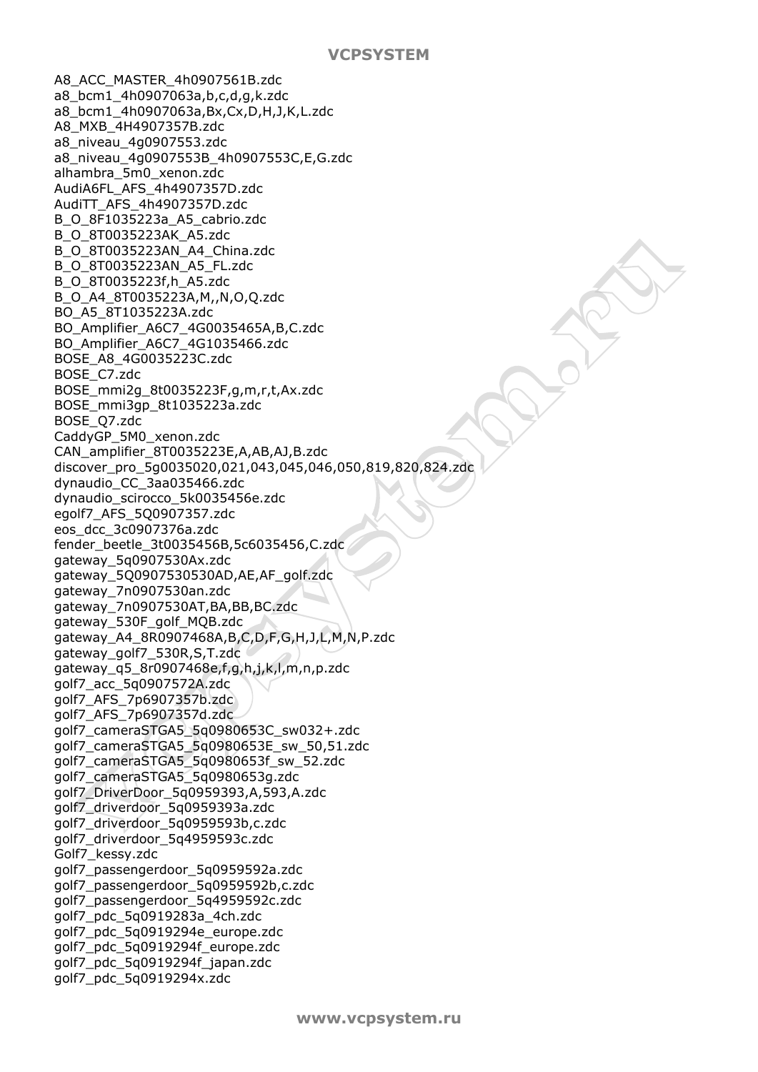A8_ACC_MASTER_4h0907561B.zdc
a8_bcm1_4h0907063a,b,c,d,g,k.zdc
a8_bcm1_4h0907063a,Bx,Cx,D,H,J,K,L.zdc
A8_MXB_4H4907357B.zdc
a8_niveau_4g0907553.zdc
a8_niveau_4g0907553B_4h0907553C,E,G.zdc
alhambra_5m0_xenon.zdc
AudiA6FL_AFS_4h4907357D.zdc
AudiTT_AFS_4h4907357D.zdc
B_O_8F1035223a_A5_cabrio.zdc
B_O_8T0035223AK_A5.zdc
B_O_8T0035223AN_A4_China.zdc
B_O_8T0035223AN_A5_FL.zdc
B_O_8T0035223f,h_A5.zdc
B_O_A4_8T0035223A,M,,N,O,Q.zdc
BO_A5_8T1035223A.zdc
BO_Amplifier_A6C7_4G0035465A,B,C.zdc
BO_Amplifier_A6C7_4G1035466.zdc
BOSE_A8_4G0035223C.zdc
BOSE_C7.zdc
BOSE_mmi2g_8t0035223F,g,m,r,t,Ax.zdc
BOSE_mmi3gp_8t1035223a.zdc
BOSE_Q7.zdc
CaddyGP_5M0_xenon.zdc
CAN_amplifier_8T0035223E,A,AB,AJ,B.zdc
discover_pro_5g0035020,021,043,045,046,050,819,820,824.zdc
dynaudio_CC_3aa035466.zdc
dynaudio_scirocco_5k0035456e.zdc
egolf7_AFS_5Q0907357.zdc
eos_dcc_3c0907376a.zdc
fender_beetle_3t0035456B,5c6035456,C.zdc
gateway_5q0907530Ax.zdc
gateway_5Q0907530530AD,AE,AF_golf.zdc
gateway_7n0907530an.zdc
gateway_7n0907530AT,BA,BB,BC.zdc
gateway_530F_golf_MQB.zdc
gateway_A4_8R0907468A,B,C,D,F,G,H,J,L,M,N,P.zdc
gateway_golf7_530R,S,T.zdc
gateway_q5_8r0907468e,f,g,h,j,k,l,m,n,p.zdc
golf7_acc_5q0907572A.zdc
golf7_AFS_7p6907357b.zdc
golf7_AFS_7p6907357d.zdc
golf7_cameraSTGA5_5q0980653C_sw032+.zdc
golf7_cameraSTGA5_5q0980653E_sw_50,51.zdc
golf7_cameraSTGA5_5q0980653f_sw_52.zdc
golf7_cameraSTGA5_5q0980653g.zdc
golf7_DriverDoor_5q0959393,A,593,A.zdc
golf7_driverdoor_5q0959393a.zdc
golf7_driverdoor_5q0959593b,c.zdc
golf7_driverdoor_5q4959593c.zdc
Golf7_kessy.zdc
golf7_passengerdoor_5q0959592a.zdc
golf7_passengerdoor_5q0959592b,c.zdc
golf7_passengerdoor_5q4959592c.zdc
golf7_pdc_5q0919283a_4ch.zdc
golf7_pdc_5q0919294e_europe.zdc
golf7_pdc_5q0919294f_europe.zdc
golf7_pdc_5q0919294f_japan.zdc
golf7_pdc_5q0919294x.zdc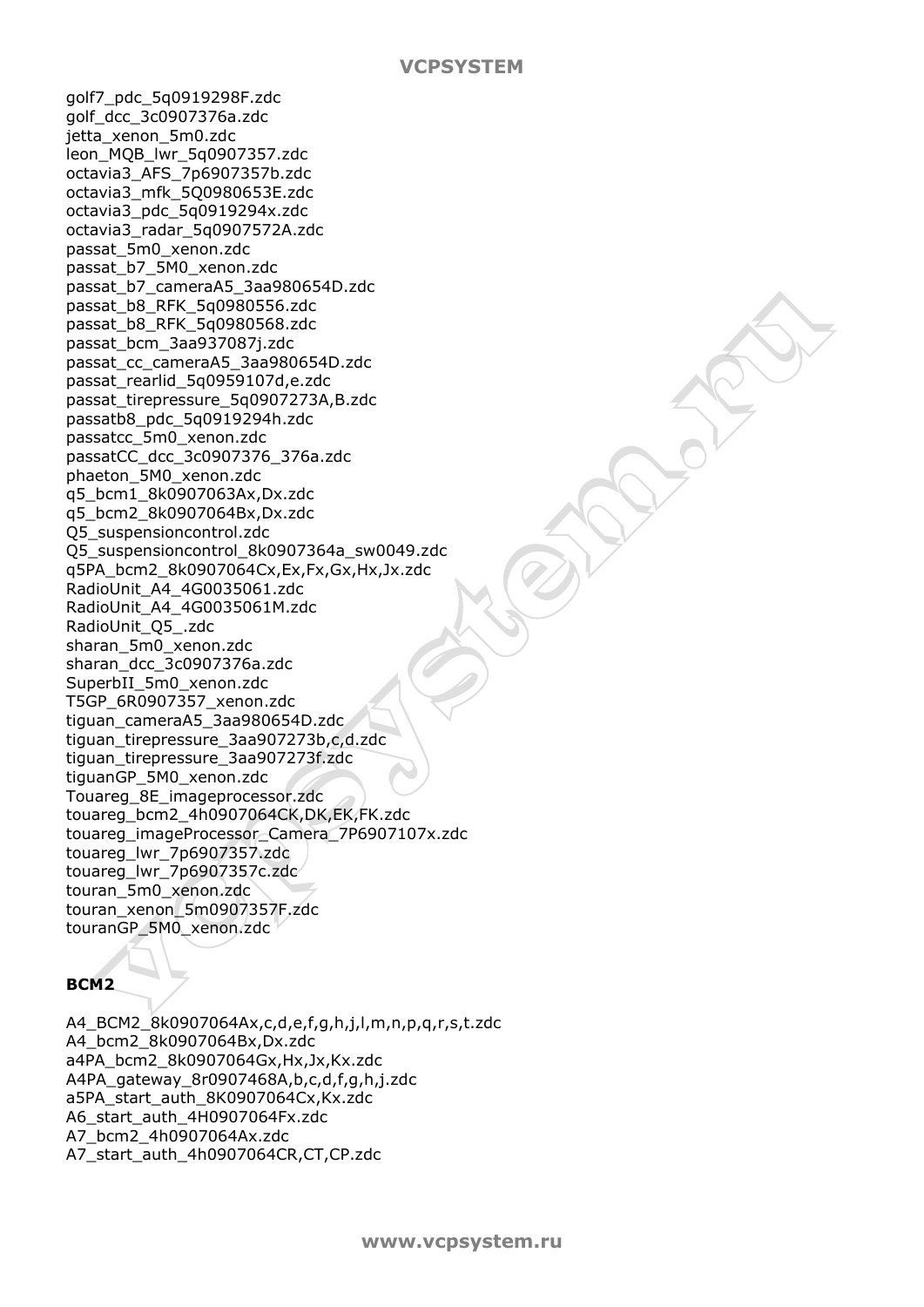golf7_pdc_5q0919298F.zdc
golf_dcc_3c0907376a.zdc
jetta_xenon_5m0.zdc
leon_MQB_lwr_5q0907357.zdc
octavia3_AFS_7p6907357b.zdc
octavia3_mfk_5Q0980653E.zdc
octavia3_pdc_5q0919294x.zdc
octavia3_radar_5q0907572A.zdc
passat_5m0_xenon.zdc
passat_b7_5M0_xenon.zdc
passat_b7_cameraA5_3aa980654D.zdc
passat_b8_RFK_5q0980556.zdc
passat_b8_RFK_5q0980568.zdc
passat_bcm_3aa937087j.zdc
passat_cc_cameraA5_3aa980654D.zdc
passat_rearlid_5q0959107d,e.zdc
passat_tirepressure_5q0907273A,B.zdc
passatb8_pdc_5q0919294h.zdc
passatcc_5m0_xenon.zdc
passatCC_dcc_3c0907376_376a.zdc
phaeton_5M0_xenon.zdc
q5_bcm1_8k0907063Ax,Dx.zdc
q5_bcm2_8k0907064Bx,Dx.zdc
Q5_suspensioncontrol.zdc
Q5_suspensioncontrol_8k0907364a_sw0049.zdc
q5PA_bcm2_8k0907064Cx,Ex,Fx,Gx,Hx,Jx.zdc
RadioUnit_A4_4G0035061.zdc
RadioUnit_A4_4G0035061M.zdc
RadioUnit_Q5_.zdc
sharan_5m0_xenon.zdc
sharan_dcc_3c0907376a.zdc
SuperbII_5m0_xenon.zdc
T5GP_6R0907357_xenon.zdc
tiguan_cameraA5_3aa980654D.zdc
tiguan_tirepressure_3aa907273b,c,d.zdc
tiguan_tirepressure_3aa907273f.zdc
tiguanGP_5M0_xenon.zdc
Touareg_8E_imageprocessor.zdc
touareg_bcm2_4h0907064CK,DK,EK,FK.zdc
touareg_imageProcessor_Camera_7P6907107x.zdc
touareg_lwr_7p6907357.zdc
touareg_lwr_7p6907357c.zdc
touran_5m0_xenon.zdc
touran_xenon_5m0907357F.zdc
touranGP_5M0_xenon.zdc

**BCM2**

A4_BCM2_8k0907064Ax,c,d,e,f,g,h,j,l,m,n,p,q,r,s,t.zdc
A4_bcm2_8k0907064Bx,Dx.zdc
a4PA_bcm2_8k0907064Gx,Hx,Jx,Kx.zdc
A4PA_gateway_8r0907468A,b,c,d,f,g,h,j.zdc
a5PA_start_auth_8K0907064Cx,Kx.zdc
A6_start_auth_4H0907064Fx.zdc
A7_bcm2_4h0907064Ax.zdc
A7_start_auth_4h0907064CR,CT,CP.zdc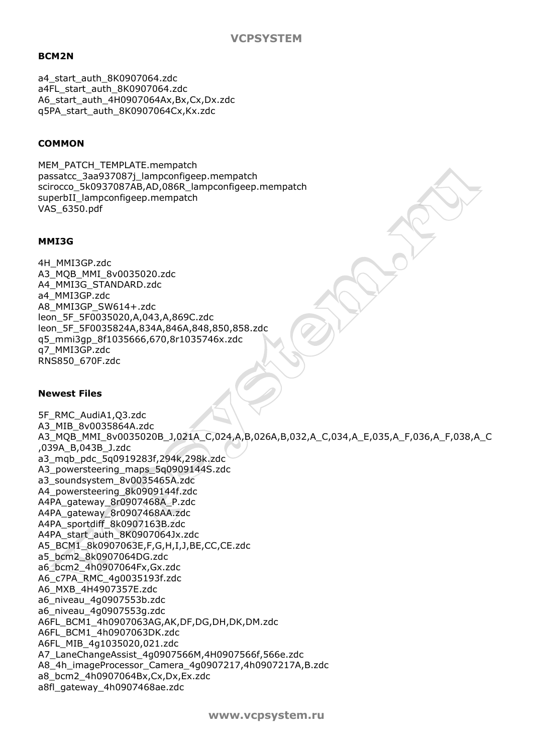**BCM2N**

a4_start_auth_8K0907064.zdc
a4FL_start_auth_8K0907064.zdc
A6_start_auth_4H0907064Ax,Bx,Cx,Dx.zdc
q5PA_start_auth_8K0907064Cx,Kx.zdc

**COMMON**

MEM_PATCH_TEMPLATE.mempatch
passatcc_3aa937087j_lampconfigeep.mempatch
scirocco_5k0937087AB,AD,086R_lampconfigeep.mempatch
superbII_lampconfigeep.mempatch
VAS_6350.pdf

**MMI3G**

4H_MMI3GP.zdc
A3_MQB_MMI_8v0035020.zdc
A4_MMI3G_STANDARD.zdc
a4_MMI3GP.zdc
A8_MMI3GP_SW614+.zdc
leon_5F_5F0035020,A,043,A,869C.zdc
leon_5F_5F0035824A,834A,846A,848,850,858.zdc
q5_mmi3gp_8f1035666,670,8r1035746x.zdc
q7_MMI3GP.zdc
RNS850_670F.zdc

**Newest Files**

5F_RMC_AudiA1,Q3.zdc
A3_MIB_8v0035864A.zdc
A3_MQB_MMI_8v0035020B_J,021A_C,024,A,B,026A,B,032,A_C,034,A_E,035,A_F,036,A_F,038,A_C,039A_B,043B_J.zdc
a3_mqb_pdc_5q0919283f,294k,298k.zdc
A3_powersteering_maps_5q0909144S.zdc
a3_soundsystem_8v0035465A.zdc
A4_powersteering_8k0909144f.zdc
A4PA_gateway_8r0907468A_P.zdc
A4PA_gateway_8r0907468AA.zdc
A4PA_sportdiff_8k0907163B.zdc
A4PA_start_auth_8K0907064Jx.zdc
A5_BCM1_8k0907063E,F,G,H,I,J,BE,CC,CE.zdc
a5_bcm2_8k0907064DG.zdc
a6_bcm2_4h0907064Fx,Gx.zdc
A6_c7PA_RMC_4g0035193f.zdc
A6_MXB_4H4907357E.zdc
a6_niveau_4g0907553b.zdc
a6_niveau_4g0907553g.zdc
A6FL_BCM1_4h0907063AG,AK,DF,DG,DH,DK,DM.zdc
A6FL_BCM1_4h0907063DK.zdc
A6FL_MIB_4g1035020,021.zdc
A7_LaneChangeAssist_4g0907566M,4H0907566f,566e.zdc
A8_4h_imageProcessor_Camera_4g0907217,4h0907217A,B.zdc
a8_bcm2_4h0907064Bx,Cx,Dx,Ex.zdc
a8fl_gateway_4h0907468ae.zdc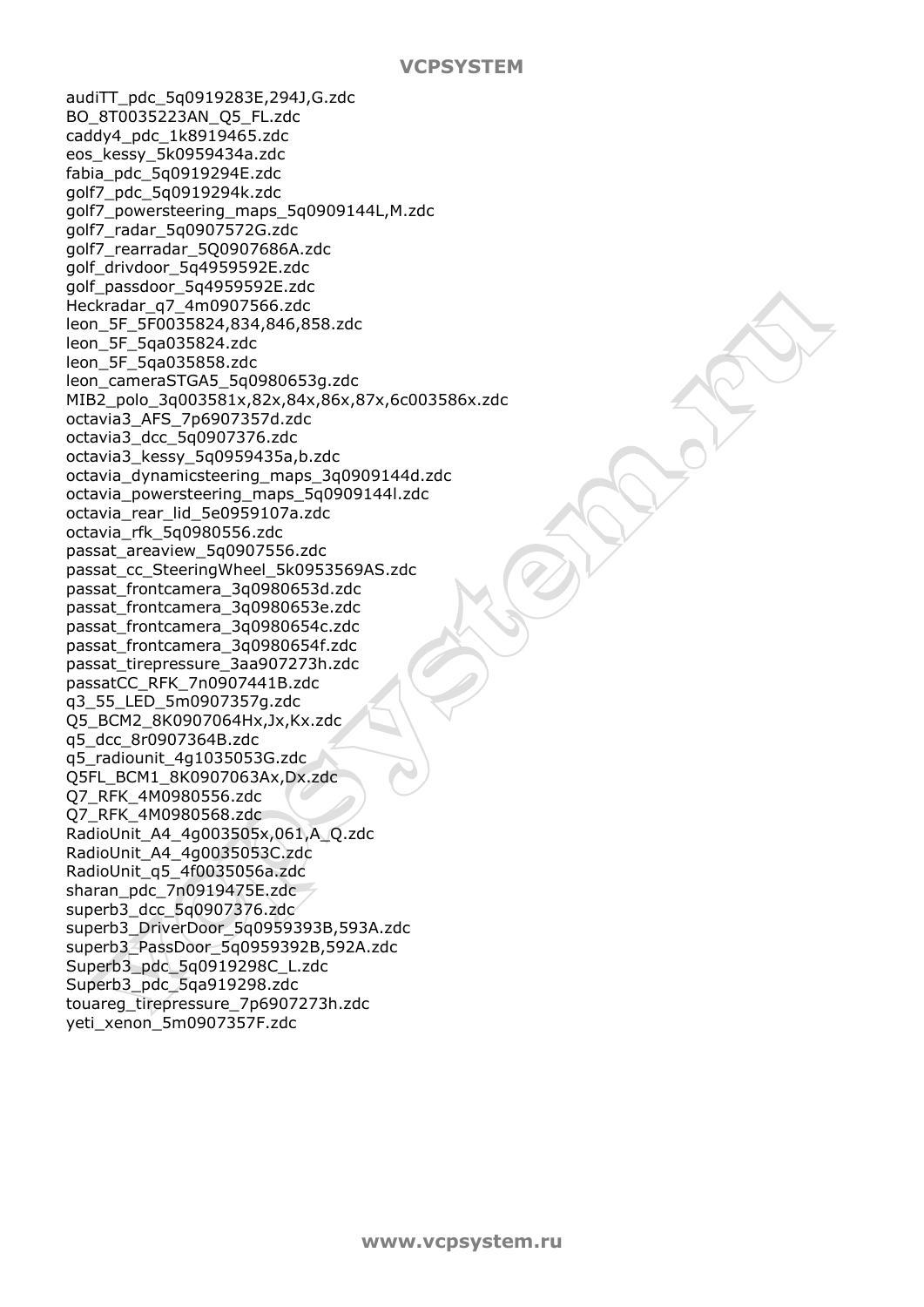audiTT_pdc_5q0919283E,294J,G.zdc
BO_8T0035223AN_Q5_FL.zdc
caddy4_pdc_1k8919465.zdc
eos_kessy_5k0959434a.zdc
fabia_pdc_5q0919294E.zdc
golf7_pdc_5q0919294k.zdc
golf7_powersteering_maps_5q0909144L,M.zdc
golf7_radar_5q0907572G.zdc
golf7_rearradar_5Q0907686A.zdc
golf_drivdoor_5q4959592E.zdc
golf_passdoor_5q4959592E.zdc
Heckradar_q7_4m0907566.zdc
leon_5F_5F0035824,834,846,858.zdc
leon_5F_5qa035824.zdc
leon_5F_5qa035858.zdc
leon_cameraSTGA5_5q0980653g.zdc
MIB2_polo_3q003581x,82x,84x,86x,87x,6c003586x.zdc
octavia3_AFS_7p6907357d.zdc
octavia3_dcc_5q0907376.zdc
octavia3_kessy_5q0959435a,b.zdc
octavia_dynamicsteering_maps_3q0909144d.zdc
octavia_powersteering_maps_5q0909144l.zdc
octavia_rear_lid_5e0959107a.zdc
octavia_rfk_5q0980556.zdc
passat_areaview_5q0907556.zdc
passat_cc_SteeringWheel_5k0953569AS.zdc
passat_frontcamera_3q0980653d.zdc
passat_frontcamera_3q0980653e.zdc
passat_frontcamera_3q0980654c.zdc
passat_frontcamera_3q0980654f.zdc
passat_tirepressure_3aa907273h.zdc
passatCC_RFK_7n0907441B.zdc
q3_55_LED_5m0907357g.zdc
Q5_BCM2_8K0907064Hx,Jx,Kx.zdc
q5_dcc_8r0907364B.zdc
q5_radiounit_4g1035053G.zdc
Q5FL_BCM1_8K0907063Ax,Dx.zdc
Q7_RFK_4M0980556.zdc
Q7_RFK_4M0980568.zdc
RadioUnit_A4_4g003505x,061,A_Q.zdc
RadioUnit_A4_4g0035053C.zdc
RadioUnit_q5_4f0035056a.zdc
sharan_pdc_7n0919475E.zdc
superb3_dcc_5q0907376.zdc
superb3_DriverDoor_5q0959393B,593A.zdc
superb3_PassDoor_5q0959392B,592A.zdc
Superb3_pdc_5q0919298C_L.zdc
Superb3_pdc_5qa919298.zdc
touareg_tirepressure_7p6907273h.zdc
yeti_xenon_5m0907357F.zdc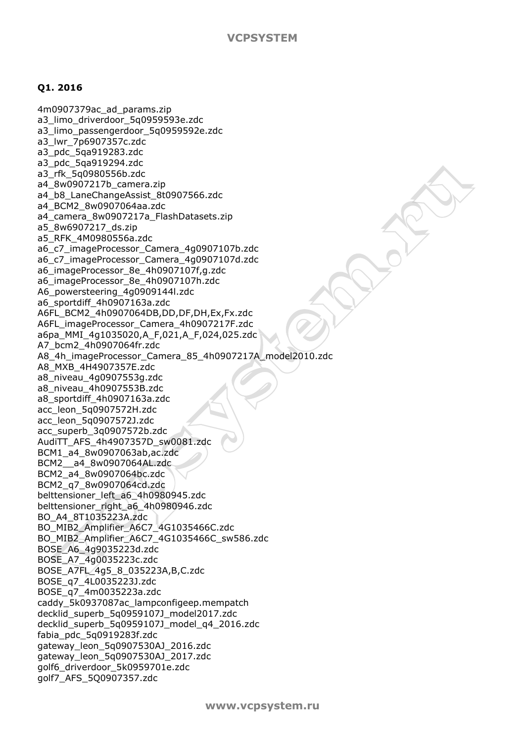**Q1. 2016**

4m0907379ac_ad_params.zip
a3_limo_driverdoor_5q0959593e.zdc
a3_limo_passengerdoor_5q0959592e.zdc
a3_lwr_7p6907357c.zdc
a3_pdc_5qa919283.zdc
a3_pdc_5qa919294.zdc
a3_rfk_5q0980556b.zdc
a4_8w0907217b_camera.zip
a4_b8_LaneChangeAssist_8t0907566.zdc
a4_BCM2_8w0907064aa.zdc
a4_camera_8w0907217a_FlashDatasets.zip
a5_8w6907217_ds.zip
a5_RFK_4M0980556a.zdc
a6_c7_imageProcessor_Camera_4g0907107b.zdc
a6_c7_imageProcessor_Camera_4g0907107d.zdc
a6_imageProcessor_8e_4h0907107f,g.zdc
a6_imageProcessor_8e_4h0907107h.zdc
A6_powersteering_4g0909144l.zdc
a6_sportdiff_4h0907163a.zdc
A6FL_BCM2_4h0907064DB,DD,DF,DH,Ex,Fx.zdc
A6FL_imageProcessor_Camera_4h0907217F.zdc
a6pa_MMI_4g1035020,A_F,021,A_F,024,025.zdc
A7_bcm2_4h0907064fr.zdc
A8_4h_imageProcessor_Camera_85_4h0907217A_model2010.zdc
A8_MXB_4H4907357E.zdc
a8_niveau_4g0907553g.zdc
a8_niveau_4h0907553B.zdc
a8_sportdiff_4h0907163a.zdc
acc_leon_5q0907572H.zdc
acc_leon_5q0907572J.zdc
acc_superb_3q0907572b.zdc
AudiTT_AFS_4h4907357D_sw0081.zdc
BCM1_a4_8w0907063ab,ac.zdc
BCM2__a4_8w0907064AL.zdc
BCM2_a4_8w0907064bc.zdc
BCM2_q7_8w0907064cd.zdc
belttensioner_left_a6_4h0980945.zdc
belttensioner_right_a6_4h0980946.zdc
BO_A4_8T1035223A.zdc
BO_MIB2_Amplifier_A6C7_4G1035466C.zdc
BO_MIB2_Amplifier_A6C7_4G1035466C_sw586.zdc
BOSE_A6_4g9035223d.zdc
BOSE_A7_4g0035223c.zdc
BOSE_A7FL_4g5_8_035223A,B,C.zdc
BOSE_q7_4L0035223J.zdc
BOSE_q7_4m0035223a.zdc
caddy_5k0937087ac_lampconfigeep.mempatch
decklid_superb_5q0959107J_model2017.zdc
decklid_superb_5q0959107J_model_q4_2016.zdc
fabia_pdc_5q0919283f.zdc
gateway_leon_5q0907530AJ_2016.zdc
gateway_leon_5q0907530AJ_2017.zdc
golf6_driverdoor_5k0959701e.zdc
golf7_AFS_5Q0907357.zdc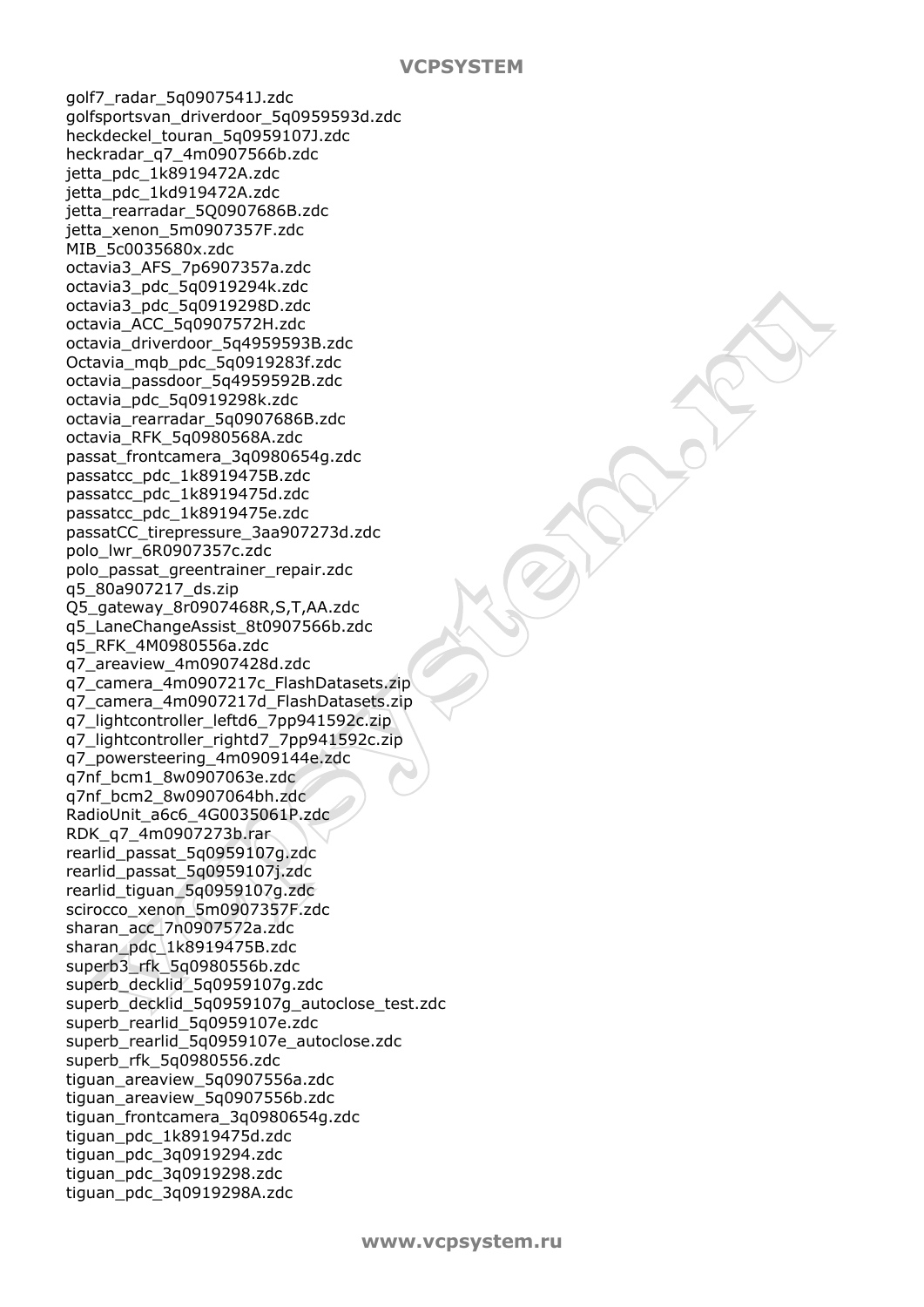golf7_radar_5q0907541J.zdc
golfsportsvan_driverdoor_5q0959593d.zdc
heckdeckel_touran_5q0959107J.zdc
heckradar_q7_4m0907566b.zdc
jetta_pdc_1k8919472A.zdc
jetta_pdc_1kd919472A.zdc
jetta_rearradar_5Q0907686B.zdc
jetta_xenon_5m0907357F.zdc
MIB_5c0035680x.zdc
octavia3_AFS_7p6907357a.zdc
octavia3_pdc_5q0919294k.zdc
octavia3_pdc_5q0919298D.zdc
octavia_ACC_5q0907572H.zdc
octavia_driverdoor_5q4959593B.zdc
Octavia_mqb_pdc_5q0919283f.zdc
octavia_passdoor_5q4959592B.zdc
octavia_pdc_5q0919298k.zdc
octavia_rearradar_5q0907686B.zdc
octavia_RFK_5q0980568A.zdc
passat_frontcamera_3q0980654g.zdc
passatcc_pdc_1k8919475B.zdc
passatcc_pdc_1k8919475d.zdc
passatcc_pdc_1k8919475e.zdc
passatCC_tirepressure_3aa907273d.zdc
polo_lwr_6R0907357c.zdc
polo_passat_greentrainer_repair.zdc
q5_80a907217_ds.zip
Q5_gateway_8r0907468R,S,T,AA.zdc
q5_LaneChangeAssist_8t0907566b.zdc
q5_RFK_4M0980556a.zdc
q7_areaview_4m0907428d.zdc
q7_camera_4m0907217c_FlashDatasets.zip
q7_camera_4m0907217d_FlashDatasets.zip
q7_lightcontroller_leftd6_7pp941592c.zip
q7_lightcontroller_rightd7_7pp941592c.zip
q7_powersteering_4m0909144e.zdc
q7nf_bcm1_8w0907063e.zdc
q7nf_bcm2_8w0907064bh.zdc
RadioUnit_a6c6_4G0035061P.zdc
RDK_q7_4m0907273b.rar
rearlid_passat_5q0959107g.zdc
rearlid_passat_5q0959107j.zdc
rearlid_tiguan_5q0959107g.zdc
scirocco_xenon_5m0907357F.zdc
sharan_acc_7n0907572a.zdc
sharan_pdc_1k8919475B.zdc
superb3_rfk_5q0980556b.zdc
superb_decklid_5q0959107g.zdc
superb_decklid_5q0959107g_autoclose_test.zdc
superb_rearlid_5q0959107e.zdc
superb_rearlid_5q0959107e_autoclose.zdc
superb_rfk_5q0980556.zdc
tiguan_areaview_5q0907556a.zdc
tiguan_areaview_5q0907556b.zdc
tiguan_frontcamera_3q0980654g.zdc
tiguan_pdc_1k8919475d.zdc
tiguan_pdc_3q0919294.zdc
tiguan_pdc_3q0919298.zdc
tiguan_pdc_3q0919298A.zdc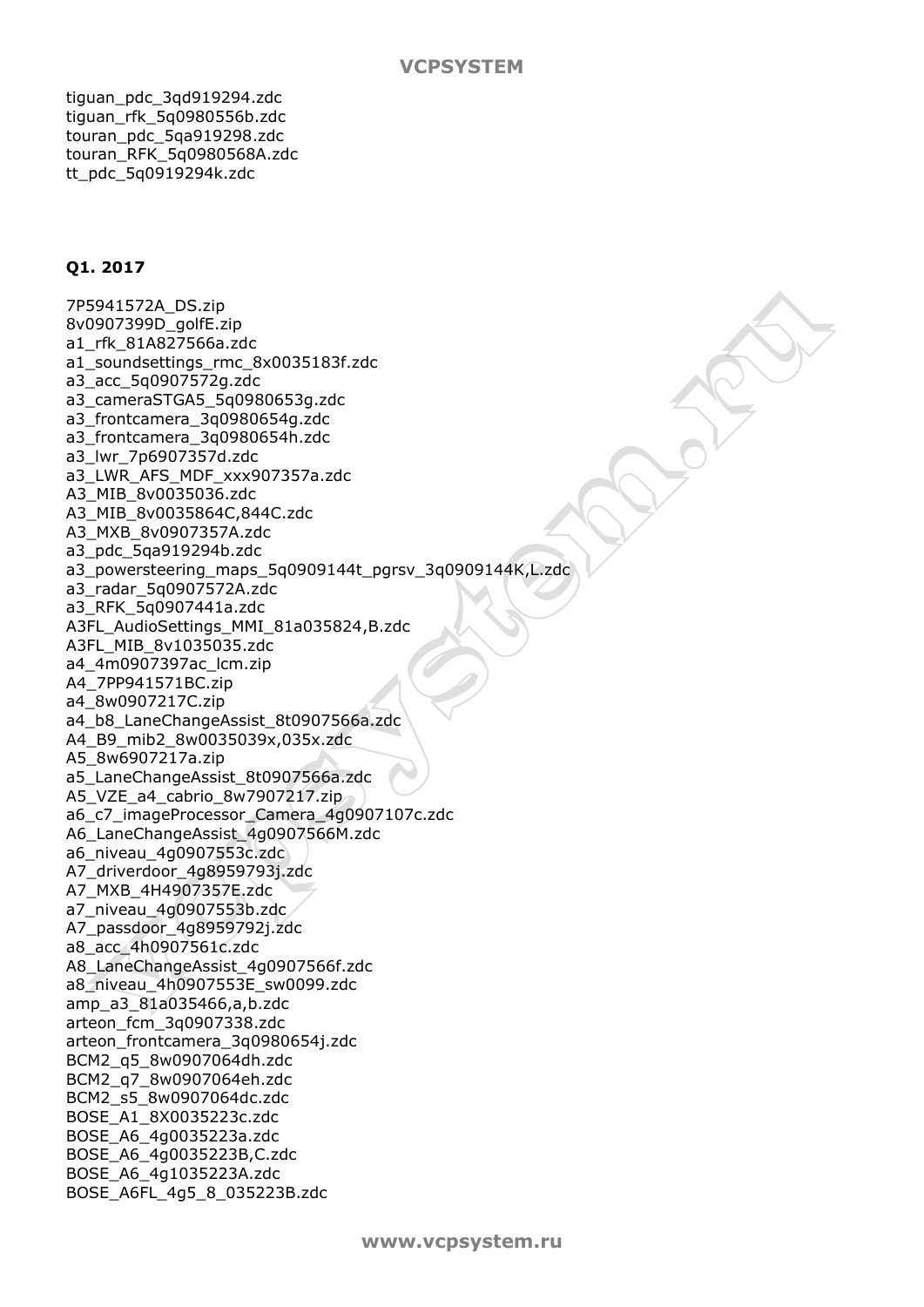tiguan_pdc_3qd919294.zdc
tiguan_rfk_5q0980556b.zdc
touran_pdc_5qa919298.zdc
touran_RFK_5q0980568A.zdc
tt_pdc_5q0919294k.zdc

**Q1. 2017**

7P5941572A_DS.zip
8v0907399D_golfE.zip
a1_rfk_81A827566a.zdc
a1_soundsettings_rmc_8x0035183f.zdc
a3_acc_5q0907572g.zdc
a3_cameraSTGA5_5q0980653g.zdc
a3_frontcamera_3q0980654g.zdc
a3_frontcamera_3q0980654h.zdc
a3_lwr_7p6907357d.zdc
a3_LWR_AFS_MDF_xxx907357a.zdc
A3_MIB_8v0035036.zdc
A3_MIB_8v0035864C,844C.zdc
A3_MXB_8v0907357A.zdc
a3_pdc_5qa919294b.zdc
a3_powersteering_maps_5q0909144t_pgrsv_3q0909144K,L.zdc
a3_radar_5q0907572A.zdc
a3_RFK_5q0907441a.zdc
A3FL_AudioSettings_MMI_81a035824,B.zdc
A3FL_MIB_8v1035035.zdc
a4_4m0907397ac_lcm.zip
A4_7PP941571BC.zip
a4_8w0907217C.zip
a4_b8_LaneChangeAssist_8t0907566a.zdc
A4_B9_mib2_8w0035039x,035x.zdc
A5_8w6907217a.zip
a5_LaneChangeAssist_8t0907566a.zdc
A5_VZE_a4_cabrio_8w7907217.zip
a6_c7_imageProcessor_Camera_4g0907107c.zdc
A6_LaneChangeAssist_4g0907566M.zdc
a6_niveau_4g0907553c.zdc
A7_driverdoor_4g8959793j.zdc
A7_MXB_4H4907357E.zdc
a7_niveau_4g0907553b.zdc
A7_passdoor_4g8959792j.zdc
a8_acc_4h0907561c.zdc
A8_LaneChangeAssist_4g0907566f.zdc
a8_niveau_4h0907553E_sw0099.zdc
amp_a3_81a035466,a,b.zdc
arteon_fcm_3q0907338.zdc
arteon_frontcamera_3q0980654j.zdc
BCM2_q5_8w0907064dh.zdc
BCM2_q7_8w0907064eh.zdc
BCM2_s5_8w0907064dc.zdc
BOSE_A1_8X0035223c.zdc
BOSE_A6_4g0035223a.zdc
BOSE_A6_4g0035223B,C.zdc
BOSE_A6_4g1035223A.zdc
BOSE_A6FL_4g5_8_035223B.zdc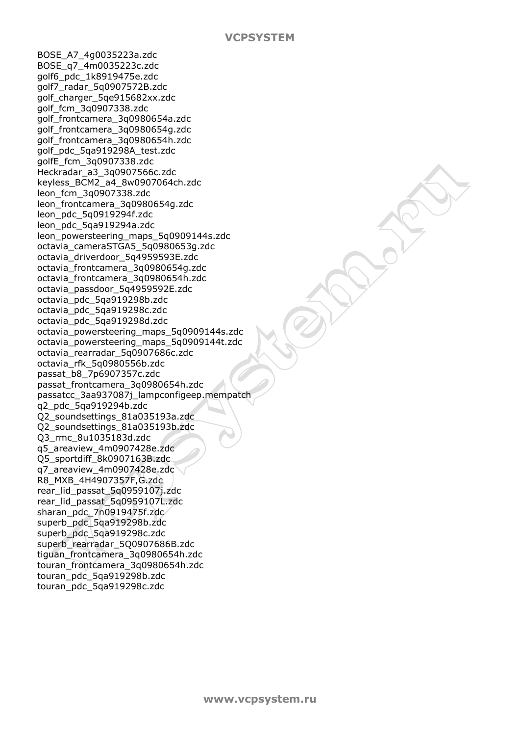BOSE_A7_4g0035223a.zdc
BOSE_q7_4m0035223c.zdc
golf6_pdc_1k8919475e.zdc
golf7_radar_5q0907572B.zdc
golf_charger_5qe915682xx.zdc
golf_fcm_3q0907338.zdc
golf_frontcamera_3q0980654a.zdc
golf_frontcamera_3q0980654g.zdc
golf_frontcamera_3q0980654h.zdc
golf_pdc_5qa919298A_test.zdc
golfE_fcm_3q0907338.zdc
Heckradar_a3_3q0907566c.zdc
keyless_BCM2_a4_8w0907064ch.zdc
leon_fcm_3q0907338.zdc
leon_frontcamera_3q0980654g.zdc
leon_pdc_5q0919294f.zdc
leon_pdc_5qa919294a.zdc
leon_powersteering_maps_5q0909144s.zdc
octavia_cameraSTGA5_5q0980653g.zdc
octavia_driverdoor_5q4959593E.zdc
octavia_frontcamera_3q0980654g.zdc
octavia_frontcamera_3q0980654h.zdc
octavia_passdoor_5q4959592E.zdc
octavia_pdc_5qa919298b.zdc
octavia_pdc_5qa919298c.zdc
octavia_pdc_5qa919298d.zdc
octavia_powersteering_maps_5q0909144s.zdc
octavia_powersteering_maps_5q0909144t.zdc
octavia_rearradar_5q0907686c.zdc
octavia_rfk_5q0980556b.zdc
passat_b8_7p6907357c.zdc
passat_frontcamera_3q0980654h.zdc
passatcc_3aa937087j_lampconfigeep.mempatch
q2_pdc_5qa919294b.zdc
Q2_soundsettings_81a035193a.zdc
Q2_soundsettings_81a035193b.zdc
Q3_rmc_8u1035183d.zdc
q5_areaview_4m0907428e.zdc
Q5_sportdiff_8k0907163B.zdc
q7_areaview_4m0907428e.zdc
R8_MXB_4H4907357F,G.zdc
rear_lid_passat_5q0959107j.zdc
rear_lid_passat_5q0959107L.zdc
sharan_pdc_7n0919475f.zdc
superb_pdc_5qa919298b.zdc
superb_pdc_5qa919298c.zdc
superb_rearradar_5Q0907686B.zdc
tiguan_frontcamera_3q0980654h.zdc
touran_frontcamera_3q0980654h.zdc
touran_pdc_5qa919298b.zdc
touran_pdc_5qa919298c.zdc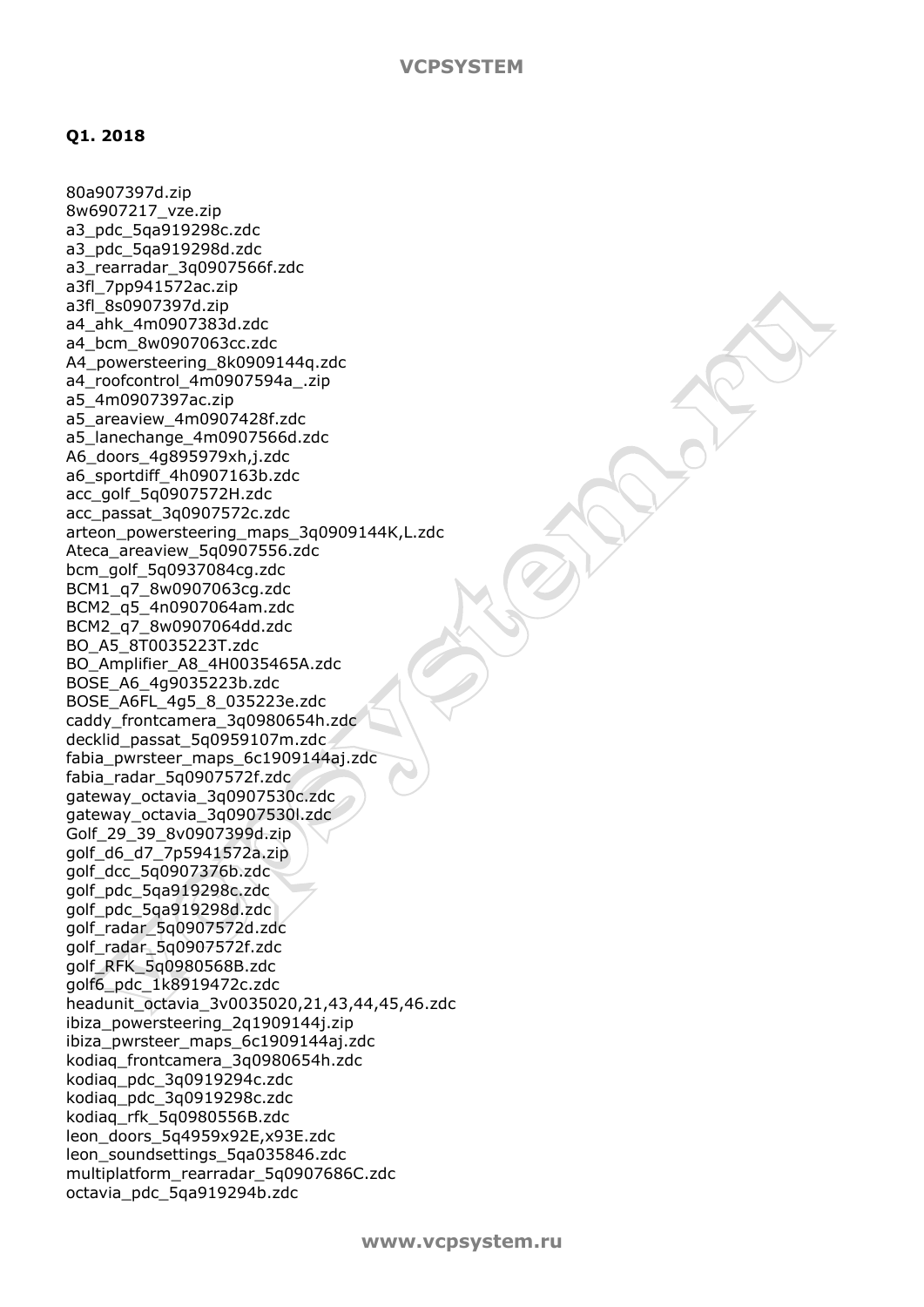**Q1. 2018**

80a907397d.zip
8w6907217_vze.zip
a3_pdc_5qa919298c.zdc
a3_pdc_5qa919298d.zdc
a3_rearradar_3q0907566f.zdc
a3fl_7pp941572ac.zip
a3fl_8s0907397d.zip
a4_ahk_4m0907383d.zdc
a4_bcm_8w0907063cc.zdc
A4_powersteering_8k0909144q.zdc
a4_roofcontrol_4m0907594a_.zip
a5_4m0907397ac.zip
a5_areaview_4m0907428f.zdc
a5_lanechange_4m0907566d.zdc
A6_doors_4g895979xh,j.zdc
a6_sportdiff_4h0907163b.zdc
acc_golf_5q0907572H.zdc
acc_passat_3q0907572c.zdc
arteon_powersteering_maps_3q0909144K,L.zdc
Ateca_areaview_5q0907556.zdc
bcm_golf_5q0937084cg.zdc
BCM1_q7_8w0907063cg.zdc
BCM2_q5_4n0907064am.zdc
BCM2_q7_8w0907064dd.zdc
BO_A5_8T0035223T.zdc
BO_Amplifier_A8_4H0035465A.zdc
BOSE_A6_4g9035223b.zdc
BOSE_A6FL_4g5_8_035223e.zdc
caddy_frontcamera_3q0980654h.zdc
decklid_passat_5q0959107m.zdc
fabia_pwrsteer_maps_6c1909144aj.zdc
fabia_radar_5q0907572f.zdc
gateway_octavia_3q0907530c.zdc
gateway_octavia_3q0907530l.zdc
Golf_29_39_8v0907399d.zip
golf_d6_d7_7p5941572a.zip
golf_dcc_5q0907376b.zdc
golf_pdc_5qa919298c.zdc
golf_pdc_5qa919298d.zdc
golf_radar_5q0907572d.zdc
golf_radar_5q0907572f.zdc
golf_RFK_5q0980568B.zdc
golf6_pdc_1k8919472c.zdc
headunit_octavia_3v0035020,21,43,44,45,46.zdc
ibiza_powersteering_2q1909144j.zip
ibiza_pwrsteer_maps_6c1909144aj.zdc
kodiaq_frontcamera_3q0980654h.zdc
kodiaq_pdc_3q0919294c.zdc
kodiaq_pdc_3q0919298c.zdc
kodiaq_rfk_5q0980556B.zdc
leon_doors_5q4959x92E,x93E.zdc
leon_soundsettings_5qa035846.zdc
multiplatform_rearradar_5q0907686C.zdc
octavia_pdc_5qa919294b.zdc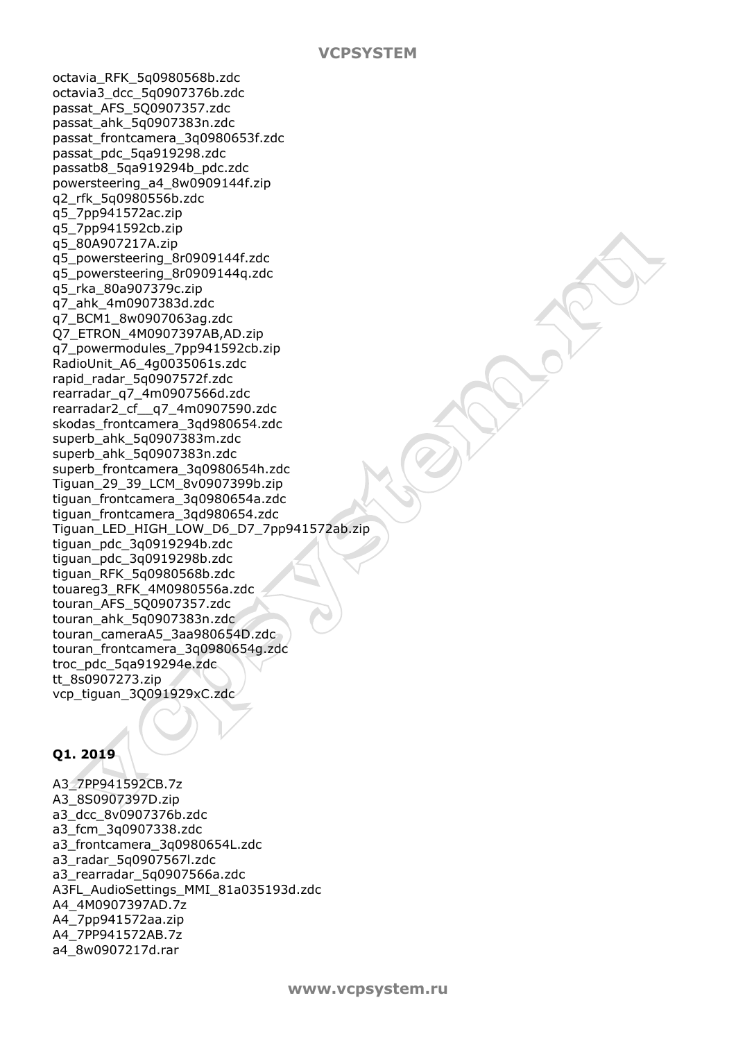octavia_RFK_5q0980568b.zdc
octavia3_dcc_5q0907376b.zdc
passat_AFS_5Q0907357.zdc
passat_ahk_5q0907383n.zdc
passat_frontcamera_3q0980653f.zdc
passat_pdc_5qa919298.zdc
passatb8_5qa919294b_pdc.zdc
powersteering_a4_8w0909144f.zip
q2_rfk_5q0980556b.zdc
q5_7pp941572ac.zip
q5_7pp941592cb.zip
q5_80A907217A.zip
q5_powersteering_8r0909144f.zdc
q5_powersteering_8r0909144q.zdc
q5_rka_80a907379c.zip
q7_ahk_4m0907383d.zdc
q7_BCM1_8w0907063ag.zdc
Q7_ETRON_4M0907397AB,AD.zip
q7_powermodules_7pp941592cb.zip
RadioUnit_A6_4g0035061s.zdc
rapid_radar_5q0907572f.zdc
rearradar_q7_4m0907566d.zdc
rearradar2_cf__q7_4m0907590.zdc
skodas_frontcamera_3qd980654.zdc
superb_ahk_5q0907383m.zdc
superb_ahk_5q0907383n.zdc
superb_frontcamera_3q0980654h.zdc
Tiguan_29_39_LCM_8v0907399b.zip
tiguan_frontcamera_3q0980654a.zdc
tiguan_frontcamera_3qd980654.zdc
Tiguan_LED_HIGH_LOW_D6_D7_7pp941572ab.zip
tiguan_pdc_3q0919294b.zdc
tiguan_pdc_3q0919298b.zdc
tiguan_RFK_5q0980568b.zdc
touareg3_RFK_4M0980556a.zdc
touran_AFS_5Q0907357.zdc
touran_ahk_5q0907383n.zdc
touran_cameraA5_3aa980654D.zdc
touran_frontcamera_3q0980654g.zdc
troc_pdc_5qa919294e.zdc
tt_8s0907273.zip
vcp_tiguan_3Q091929xC.zdc

**Q1. 2019**

A3_7PP941592CB.7z
A3_8S0907397D.zip
a3_dcc_8v0907376b.zdc
a3_fcm_3q0907338.zdc
a3_frontcamera_3q0980654L.zdc
a3_radar_5q0907567l.zdc
a3_rearradar_5q0907566a.zdc
A3FL_AudioSettings_MMI_81a035193d.zdc
A4_4M0907397AD.7z
A4_7pp941572aa.zip
A4_7PP941572AB.7z
a4_8w0907217d.rar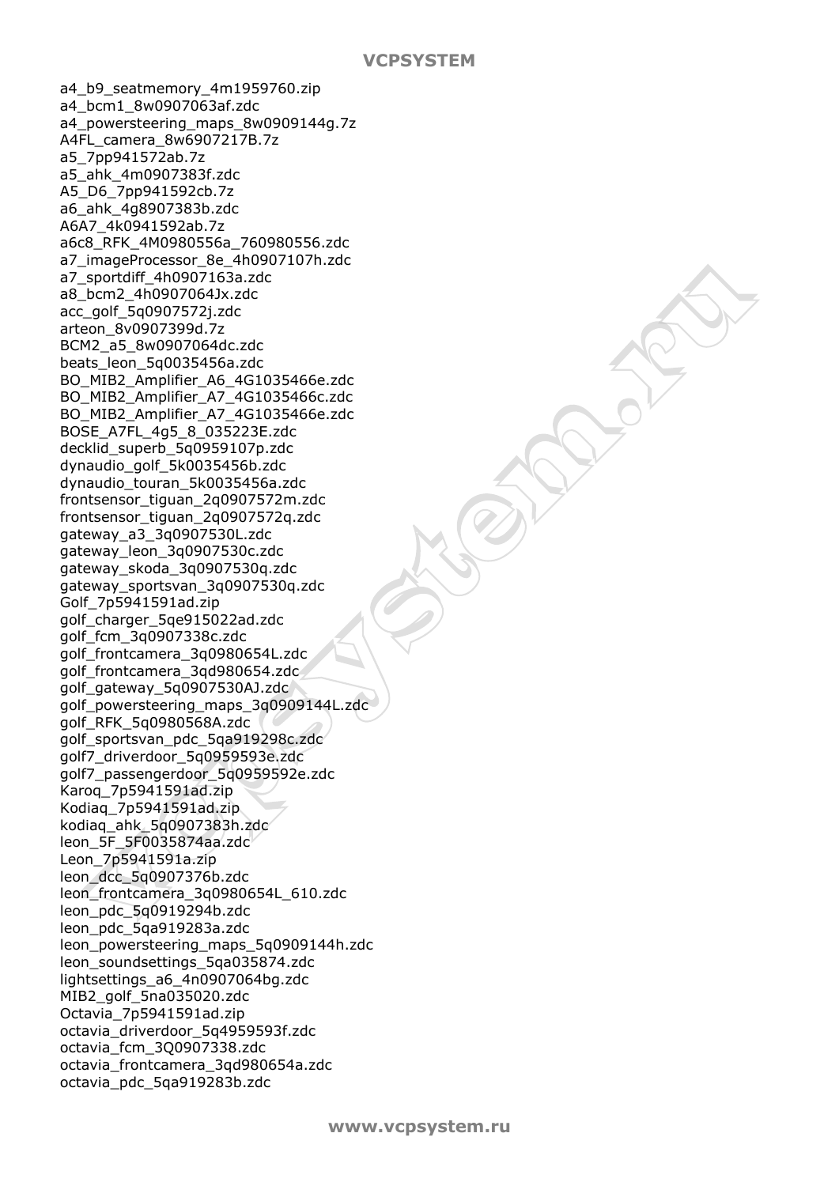a4_b9_seatmemory_4m1959760.zip
a4_bcm1_8w0907063af.zdc
a4_powersteering_maps_8w0909144g.7z
A4FL_camera_8w6907217B.7z
a5_7pp941572ab.7z
a5_ahk_4m0907383f.zdc
A5_D6_7pp941592cb.7z
a6_ahk_4g8907383b.zdc
A6A7_4k0941592ab.7z
a6c8_RFK_4M0980556a_760980556.zdc
a7_imageProcessor_8e_4h0907107h.zdc
a7_sportdiff_4h0907163a.zdc
a8_bcm2_4h0907064Jx.zdc
acc_golf_5q0907572j.zdc
arteon_8v0907399d.7z
BCM2_a5_8w0907064dc.zdc
beats_leon_5q0035456a.zdc
BO_MIB2_Amplifier_A6_4G1035466e.zdc
BO_MIB2_Amplifier_A7_4G1035466c.zdc
BO_MIB2_Amplifier_A7_4G1035466e.zdc
BOSE_A7FL_4g5_8_035223E.zdc
decklid_superb_5q0959107p.zdc
dynaudio_golf_5k0035456b.zdc
dynaudio_touran_5k0035456a.zdc
frontsensor_tiguan_2q0907572m.zdc
frontsensor_tiguan_2q0907572q.zdc
gateway_a3_3q0907530L.zdc
gateway_leon_3q0907530c.zdc
gateway_skoda_3q0907530q.zdc
gateway_sportsvan_3q0907530q.zdc
Golf_7p5941591ad.zip
golf_charger_5qe915022ad.zdc
golf_fcm_3q0907338c.zdc
golf_frontcamera_3q0980654L.zdc
golf_frontcamera_3qd980654.zdc
golf_gateway_5q0907530AJ.zdc
golf_powersteering_maps_3q0909144L.zdc
golf_RFK_5q0980568A.zdc
golf_sportsvan_pdc_5qa919298c.zdc
golf7_driverdoor_5q0959593e.zdc
golf7_passengerdoor_5q0959592e.zdc
Karoq_7p5941591ad.zip
Kodiaq_7p5941591ad.zip
kodiaq_ahk_5q0907383h.zdc
leon_5F_5F0035874aa.zdc
Leon_7p5941591a.zip
leon_dcc_5q0907376b.zdc
leon_frontcamera_3q0980654L_610.zdc
leon_pdc_5q0919294b.zdc
leon_pdc_5qa919283a.zdc
leon_powersteering_maps_5q0909144h.zdc
leon_soundsettings_5qa035874.zdc
lightsettings_a6_4n0907064bg.zdc
MIB2_golf_5na035020.zdc
Octavia_7p5941591ad.zip
octavia_driverdoor_5q4959593f.zdc
octavia_fcm_3Q0907338.zdc
octavia_frontcamera_3qd980654a.zdc
octavia_pdc_5qa919283b.zdc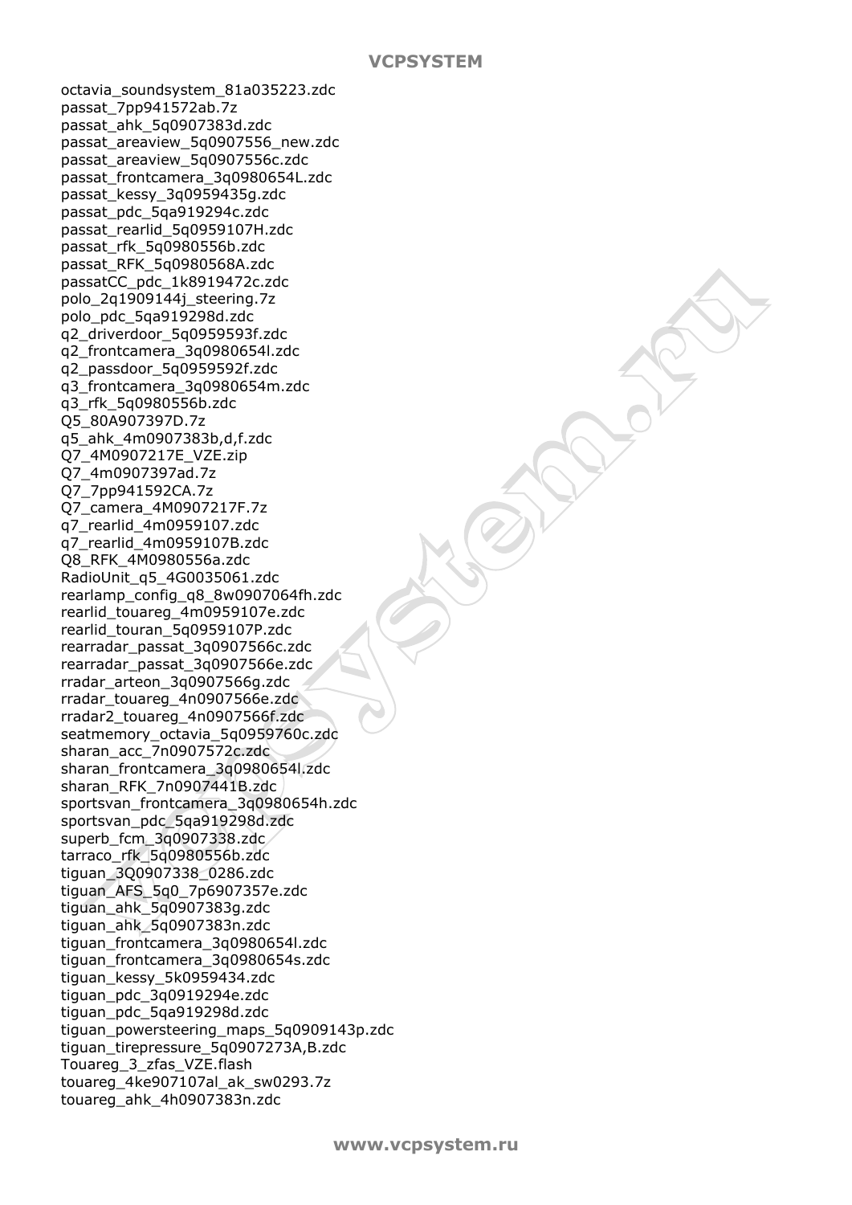octavia_soundsystem_81a035223.zdc
passat_7pp941572ab.7z
passat_ahk_5q0907383d.zdc
passat_areaview_5q0907556_new.zdc
passat_areaview_5q0907556c.zdc
passat_frontcamera_3q0980654L.zdc
passat_kessy_3q0959435g.zdc
passat_pdc_5qa919294c.zdc
passat_rearlid_5q0959107H.zdc
passat_rfk_5q0980556b.zdc
passat_RFK_5q0980568A.zdc
passatCC_pdc_1k8919472c.zdc
polo_2q1909144j_steering.7z
polo_pdc_5qa919298d.zdc
q2_driverdoor_5q0959593f.zdc
q2_frontcamera_3q0980654l.zdc
q2_passdoor_5q0959592f.zdc
q3_frontcamera_3q0980654m.zdc
q3_rfk_5q0980556b.zdc
Q5_80A907397D.7z
q5_ahk_4m0907383b,d,f.zdc
Q7_4M0907217E_VZE.zip
Q7_4m0907397ad.7z
Q7_7pp941592CA.7z
Q7_camera_4M0907217F.7z
q7_rearlid_4m0959107.zdc
q7_rearlid_4m0959107B.zdc
Q8_RFK_4M0980556a.zdc
RadioUnit_q5_4G0035061.zdc
rearlamp_config_q8_8w0907064fh.zdc
rearlid_touareg_4m0959107e.zdc
rearlid_touran_5q0959107P.zdc
rearradar_passat_3q0907566c.zdc
rearradar_passat_3q0907566e.zdc
rradar_arteon_3q0907566g.zdc
rradar_touareg_4n0907566e.zdc
rradar2_touareg_4n0907566f.zdc
seatmemory_octavia_5q0959760c.zdc
sharan_acc_7n0907572c.zdc
sharan_frontcamera_3q0980654l.zdc
sharan_RFK_7n0907441B.zdc
sportsvan_frontcamera_3q0980654h.zdc
sportsvan_pdc_5qa919298d.zdc
superb_fcm_3q0907338.zdc
tarraco_rfk_5q0980556b.zdc
tiguan_3Q0907338_0286.zdc
tiguan_AFS_5q0_7p6907357e.zdc
tiguan_ahk_5q0907383g.zdc
tiguan_ahk_5q0907383n.zdc
tiguan_frontcamera_3q0980654l.zdc
tiguan_frontcamera_3q0980654s.zdc
tiguan_kessy_5k0959434.zdc
tiguan_pdc_3q0919294e.zdc
tiguan_pdc_5qa919298d.zdc
tiguan_powersteering_maps_5q0909143p.zdc
tiguan_tirepressure_5q0907273A,B.zdc
Touareg_3_zfas_VZE.flash
touareg_4ke907107al_ak_sw0293.7z
touareg_ahk_4h0907383n.zdc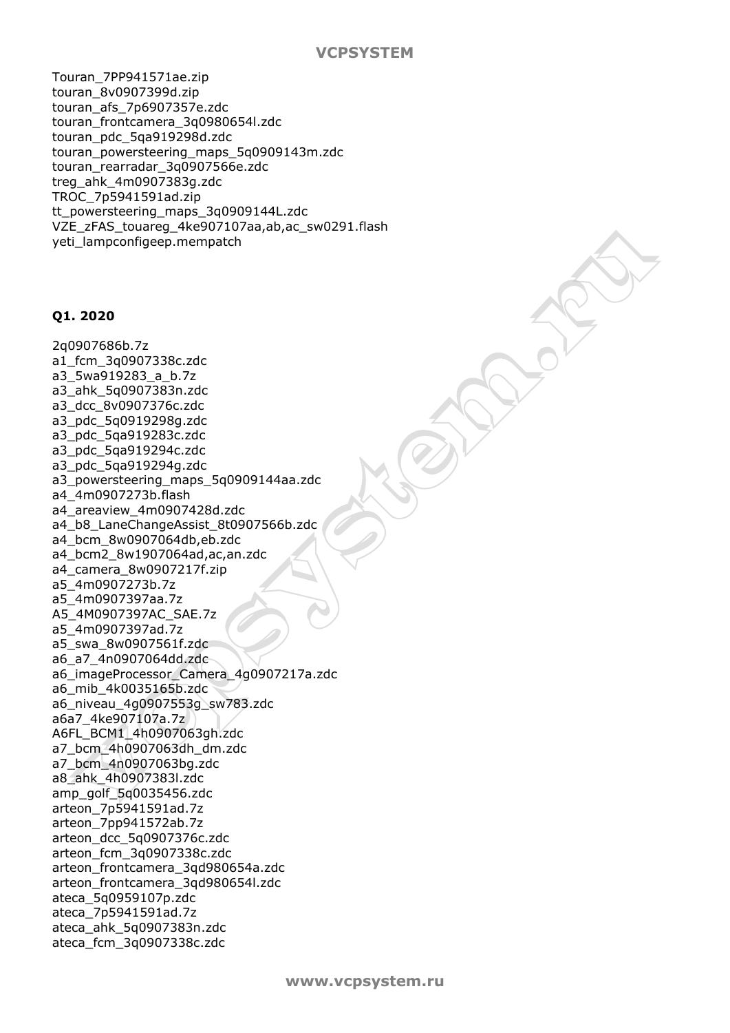Touran_7PP941571ae.zip
touran_8v0907399d.zip
touran_afs_7p6907357e.zdc
touran_frontcamera_3q0980654l.zdc
touran_pdc_5qa919298d.zdc
touran_powersteering_maps_5q0909143m.zdc
touran_rearradar_3q0907566e.zdc
treg_ahk_4m0907383g.zdc
TROC_7p5941591ad.zip
tt_powersteering_maps_3q0909144L.zdc
VZE_zFAS_touareg_4ke907107aa,ab,ac_sw0291.flash
yeti_lampconfigeep.mempatch

**Q1. 2020**

2q0907686b.7z
a1_fcm_3q0907338c.zdc
a3_5wa919283_a_b.7z
a3_ahk_5q0907383n.zdc
a3_dcc_8v0907376c.zdc
a3_pdc_5q0919298g.zdc
a3_pdc_5qa919283c.zdc
a3_pdc_5qa919294c.zdc
a3_pdc_5qa919294g.zdc
a3_powersteering_maps_5q0909144aa.zdc
a4_4m0907273b.flash
a4_areaview_4m0907428d.zdc
a4_b8_LaneChangeAssist_8t0907566b.zdc
a4_bcm_8w0907064db,eb.zdc
a4_bcm2_8w1907064ad,ac,an.zdc
a4_camera_8w0907217f.zip
a5_4m0907273b.7z
a5_4m0907397aa.7z
A5_4M0907397AC_SAE.7z
a5_4m0907397ad.7z
a5_swa_8w0907561f.zdc
a6_a7_4n0907064dd.zdc
a6_imageProcessor_Camera_4g0907217a.zdc
a6_mib_4k0035165b.zdc
a6_niveau_4g0907553g_sw783.zdc
a6a7_4ke907107a.7z
A6FL_BCM1_4h0907063gh.zdc
a7_bcm_4h0907063dh_dm.zdc
a7_bcm_4n0907063bg.zdc
a8_ahk_4h0907383l.zdc
amp_golf_5q0035456.zdc
arteon_7p5941591ad.7z
arteon_7pp941572ab.7z
arteon_dcc_5q0907376c.zdc
arteon_fcm_3q0907338c.zdc
arteon_frontcamera_3qd980654a.zdc
arteon_frontcamera_3qd980654l.zdc
ateca_5q0959107p.zdc
ateca_7p5941591ad.7z
ateca_ahk_5q0907383n.zdc
ateca_fcm_3q0907338c.zdc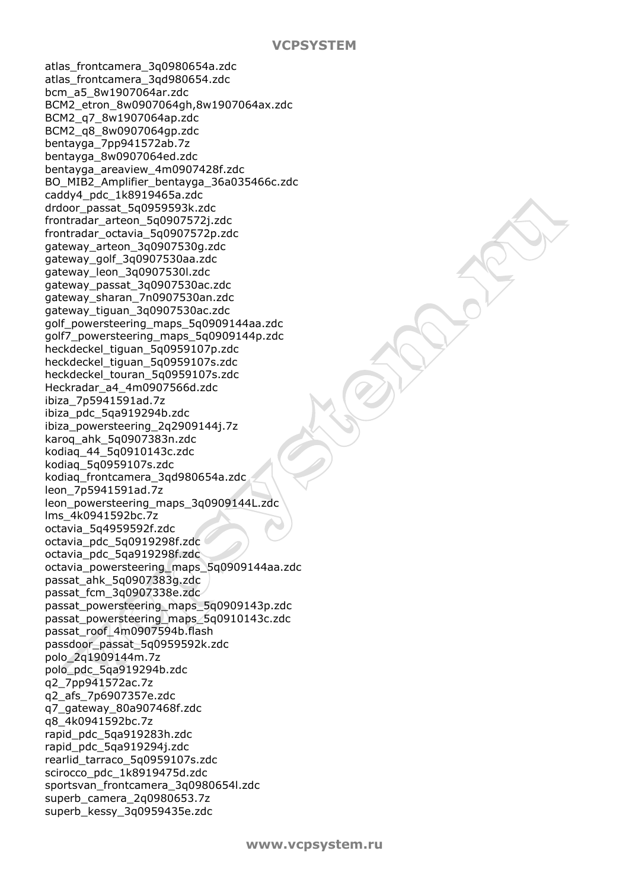atlas_frontcamera_3q0980654a.zdc
atlas_frontcamera_3qd980654.zdc
bcm_a5_8w1907064ar.zdc
BCM2_etron_8w0907064gh,8w1907064ax.zdc
BCM2_q7_8w1907064ap.zdc
BCM2_q8_8w0907064gp.zdc
bentayga_7pp941572ab.7z
bentayga_8w0907064ed.zdc
bentayga_areaview_4m0907428f.zdc
BO_MIB2_Amplifier_bentayga_36a035466c.zdc
caddy4_pdc_1k8919465a.zdc
drdoor_passat_5q0959593k.zdc
frontradar_arteon_5q0907572j.zdc
frontradar_octavia_5q0907572p.zdc
gateway_arteon_3q0907530g.zdc
gateway_golf_3q0907530aa.zdc
gateway_leon_3q0907530l.zdc
gateway_passat_3q0907530ac.zdc
gateway_sharan_7n0907530an.zdc
gateway_tiguan_3q0907530ac.zdc
golf_powersteering_maps_5q0909144aa.zdc
golf7_powersteering_maps_5q0909144p.zdc
heckdeckel_tiguan_5q0959107p.zdc
heckdeckel_tiguan_5q0959107s.zdc
heckdeckel_touran_5q0959107s.zdc
Heckradar_a4_4m0907566d.zdc
ibiza_7p5941591ad.7z
ibiza_pdc_5qa919294b.zdc
ibiza_powersteering_2q2909144j.7z
karoq_ahk_5q0907383n.zdc
kodiaq_44_5q0910143c.zdc
kodiaq_5q0959107s.zdc
kodiaq_frontcamera_3qd980654a.zdc
leon_7p5941591ad.7z
leon_powersteering_maps_3q0909144L.zdc
lms_4k0941592bc.7z
octavia_5q4959592f.zdc
octavia_pdc_5q0919298f.zdc
octavia_pdc_5qa919298f.zdc
octavia_powersteering_maps_5q0909144aa.zdc
passat_ahk_5q0907383g.zdc
passat_fcm_3q0907338e.zdc
passat_powersteering_maps_5q0909143p.zdc
passat_powersteering_maps_5q0910143c.zdc
passat_roof_4m0907594b.flash
passdoor_passat_5q0959592k.zdc
polo_2q1909144m.7z
polo_pdc_5qa919294b.zdc
q2_7pp941572ac.7z
q2_afs_7p6907357e.zdc
q7_gateway_80a907468f.zdc
q8_4k0941592bc.7z
rapid_pdc_5qa919283h.zdc
rapid_pdc_5qa919294j.zdc
rearlid_tarraco_5q0959107s.zdc
scirocco_pdc_1k8919475d.zdc
sportsvan_frontcamera_3q0980654l.zdc
superb_camera_2q0980653.7z
superb_kessy_3q0959435e.zdc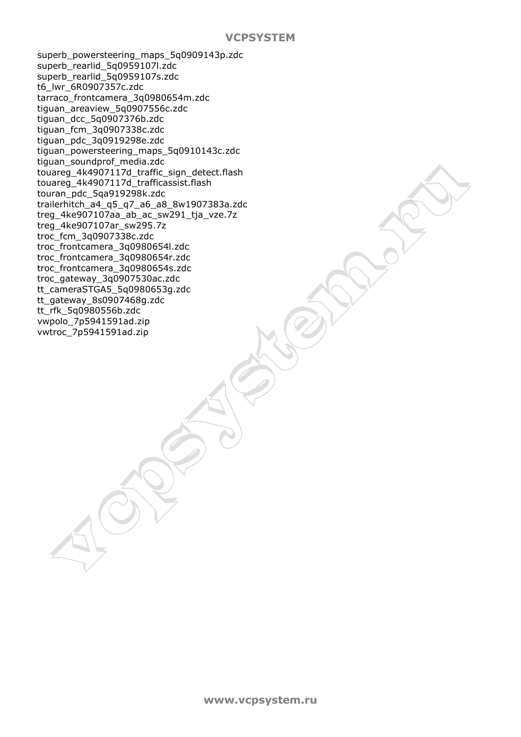superb_powersteering_maps_5q0909143p.zdc
superb_rearlid_5q0959107l.zdc
superb_rearlid_5q0959107s.zdc
t6_lwr_6R0907357c.zdc
tarraco_frontcamera_3q0980654m.zdc
tiguan_areaview_5q0907556c.zdc
tiguan_dcc_5q0907376b.zdc
tiguan_fcm_3q0907338c.zdc
tiguan_pdc_3q0919298e.zdc
tiguan_powersteering_maps_5q0910143c.zdc
tiguan_soundprof_media.zdc
touareg_4k4907117d_traffic_sign_detect.flash
touareg_4k4907117d_trafficassist.flash
touran_pdc_5qa919298k.zdc
trailerhitch_a4_q5_q7_a6_a8_8w1907383a.zdc
treg_4ke907107aa_ab_ac_sw291_tja_vze.7z
treg_4ke907107ar_sw295.7z
troc_fcm_3q0907338c.zdc
troc_frontcamera_3q0980654l.zdc
troc_frontcamera_3q0980654r.zdc
troc_frontcamera_3q0980654s.zdc
troc_gateway_3q0907530ac.zdc
tt_cameraSTGA5_5q0980653g.zdc
tt_gateway_8s0907468g.zdc
tt_rfk_5q0980556b.zdc
vwpolo_7p5941591ad.zip
vwtroc_7p5941591ad.zip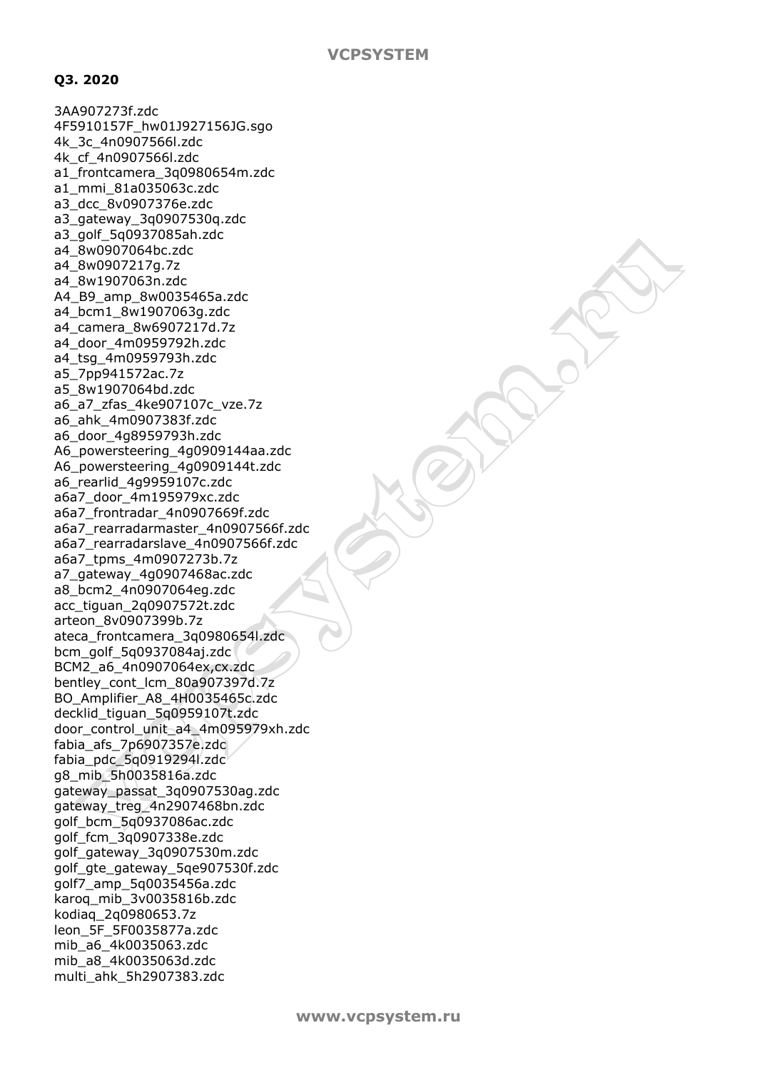**Q3. 2020**

3AA907273f.zdc
4F5910157F_hw01J927156JG.sgo
4k_3c_4n0907566l.zdc
4k_cf_4n0907566l.zdc
a1_frontcamera_3q0980654m.zdc
a1_mmi_81a035063c.zdc
a3_dcc_8v0907376e.zdc
a3_gateway_3q0907530q.zdc
a3_golf_5q0937085ah.zdc
a4_8w0907064bc.zdc
a4_8w0907217g.7z
a4_8w1907063n.zdc
A4_B9_amp_8w0035465a.zdc
a4_bcm1_8w1907063g.zdc
a4_camera_8w6907217d.7z
a4_door_4m0959792h.zdc
a4_tsg_4m0959793h.zdc
a5_7pp941572ac.7z
a5_8w1907064bd.zdc
a6_a7_zfas_4ke907107c_vze.7z
a6_ahk_4m0907383f.zdc
a6_door_4g8959793h.zdc
A6_powersteering_4g0909144aa.zdc
A6_powersteering_4g0909144t.zdc
a6_rearlid_4g9959107c.zdc
a6a7_door_4m195979xc.zdc
a6a7_frontradar_4n0907669f.zdc
a6a7_rearradarmaster_4n0907566f.zdc
a6a7_rearradarslave_4n0907566f.zdc
a6a7_tpms_4m0907273b.7z
a7_gateway_4g0907468ac.zdc
a8_bcm2_4n0907064eg.zdc
acc_tiguan_2q0907572t.zdc
arteon_8v0907399b.7z
ateca_frontcamera_3q0980654l.zdc
bcm_golf_5q0937084aj.zdc
BCM2_a6_4n0907064ex,cx.zdc
bentley_cont_lcm_80a907397d.7z
BO_Amplifier_A8_4H0035465c.zdc
decklid_tiguan_5q0959107t.zdc
door_control_unit_a4_4m095979xh.zdc
fabia_afs_7p6907357e.zdc
fabia_pdc_5q0919294l.zdc
g8_mib_5h0035816a.zdc
gateway_passat_3q0907530ag.zdc
gateway_treg_4n2907468bn.zdc
golf_bcm_5q0937086ac.zdc
golf_fcm_3q0907338e.zdc
golf_gateway_3q0907530m.zdc
golf_gte_gateway_5qe907530f.zdc
golf7_amp_5q0035456a.zdc
karoq_mib_3v0035816b.zdc
kodiaq_2q0980653.7z
leon_5F_5F0035877a.zdc
mib_a6_4k0035063.zdc
mib_a8_4k0035063d.zdc
multi_ahk_5h2907383.zdc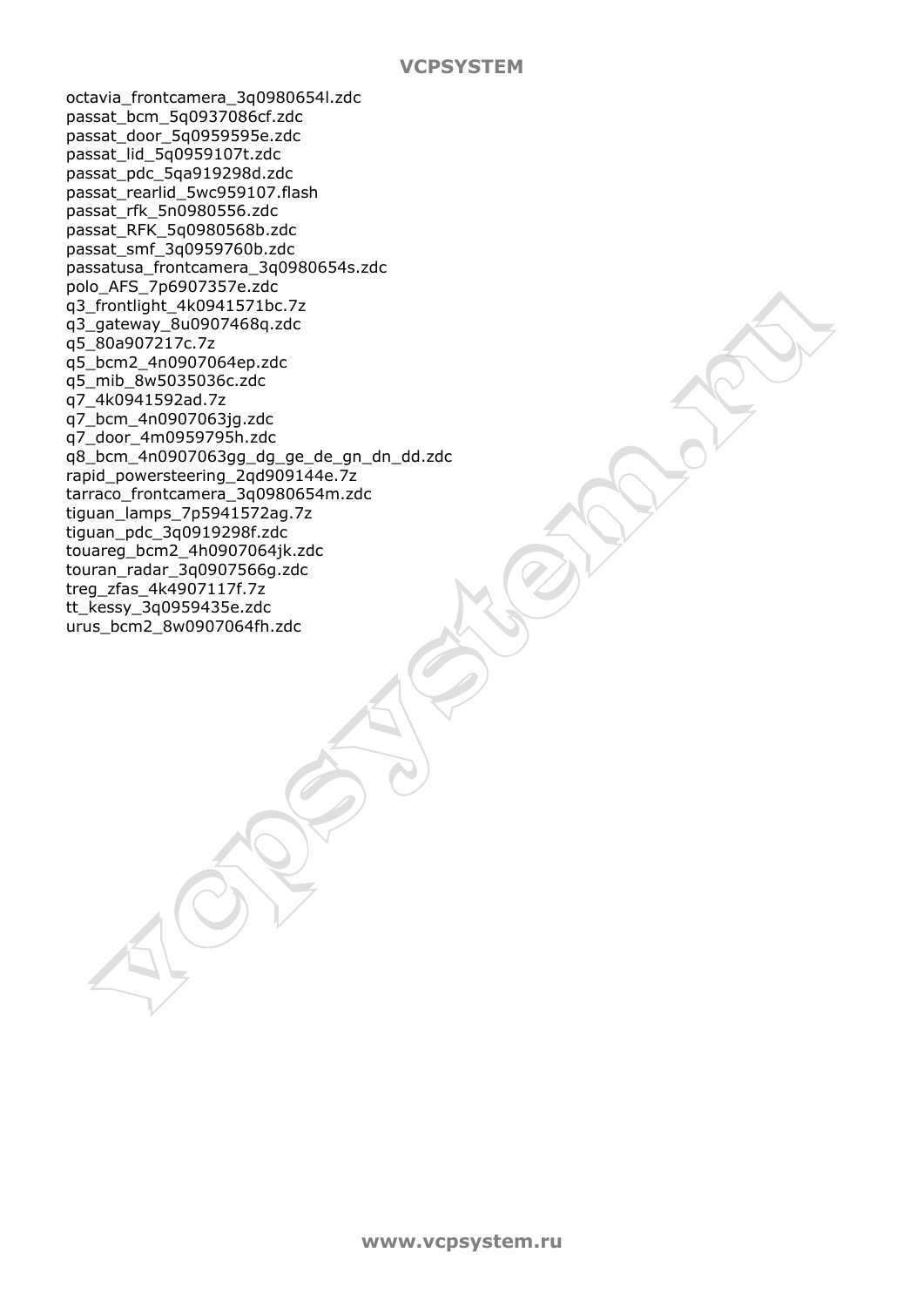octavia_frontcamera_3q0980654l.zdc
passat_bcm_5q0937086cf.zdc
passat_door_5q0959595e.zdc
passat_lid_5q0959107t.zdc
passat_pdc_5qa919298d.zdc
passat_rearlid_5wc959107.flash
passat_rfk_5n0980556.zdc
passat_RFK_5q0980568b.zdc
passat_smf_3q0959760b.zdc
passatusa_frontcamera_3q0980654s.zdc
polo_AFS_7p6907357e.zdc
q3_frontlight_4k0941571bc.7z
q3_gateway_8u0907468q.zdc
q5_80a907217c.7z
q5_bcm2_4n0907064ep.zdc
q5_mib_8w5035036c.zdc
q7_4k0941592ad.7z
q7_bcm_4n0907063jg.zdc
q7_door_4m0959795h.zdc
q8_bcm_4n0907063gg_dg_ge_de_gn_dn_dd.zdc
rapid_powersteering_2qd909144e.7z
tarraco_frontcamera_3q0980654m.zdc
tiguan_lamps_7p5941572ag.7z
tiguan_pdc_3q0919298f.zdc
touareg_bcm2_4h0907064jk.zdc
touran_radar_3q0907566g.zdc
treg_zfas_4k4907117f.7z
tt_kessy_3q0959435e.zdc
urus_bcm2_8w0907064fh.zdc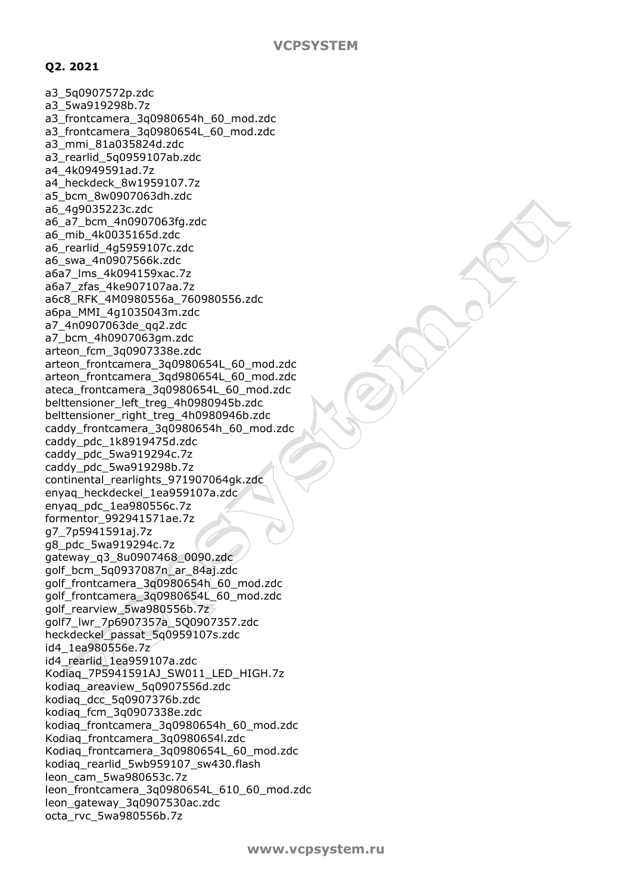## Q2. 2021

a3_5q0907572p.zdc
a3_5wa919298b.7z
a3_frontcamera_3q0980654h_60_mod.zdc
a3_frontcamera_3q0980654L_60_mod.zdc
a3_mmi_81a035824d.zdc
a3_rearlid_5q0959107ab.zdc
a4_4k0949591ad.7z
a4_heckdeck_8w1959107.7z
a5_bcm_8w0907063dh.zdc
a6_4g9035223c.zdc
a6_a7_bcm_4n0907063fg.zdc
a6_mib_4k0035165d.zdc
a6_rearlid_4g5959107c.zdc
a6_swa_4n0907566k.zdc
a6a7_lms_4k094159xac.7z
a6a7_zfas_4ke907107aa.7z
a6c8_RFK_4M0980556a_760980556.zdc
a6pa_MMI_4g1035043m.zdc
a7_4n0907063de_qq2.zdc
a7_bcm_4h0907063gm.zdc
arteon_fcm_3q0907338e.zdc
arteon_frontcamera_3q0980654L_60_mod.zdc
arteon_frontcamera_3qd980654L_60_mod.zdc
ateca_frontcamera_3q0980654L_60_mod.zdc
belttensioner_left_treg_4h0980945b.zdc
belttensioner_right_treg_4h0980946b.zdc
caddy_frontcamera_3q0980654h_60_mod.zdc
caddy_pdc_1k8919475d.zdc
caddy_pdc_5wa919294c.7z
caddy_pdc_5wa919298b.7z
continental_rearlights_971907064gk.zdc
enyaq_heckdeckel_1ea959107a.zdc
enyaq_pdc_1ea980556c.7z
formentor_992941571ae.7z
g7_7p5941591aj.7z
g8_pdc_5wa919294c.7z
gateway_q3_8u0907468_0090.zdc
golf_bcm_5q0937087n_ar_84aj.zdc
golf_frontcamera_3q0980654h_60_mod.zdc
golf_frontcamera_3q0980654L_60_mod.zdc
golf_rearview_5wa980556b.7z
golf7_lwr_7p6907357a_5Q0907357.zdc
heckdeckel_passat_5q0959107s.zdc
id4_1ea980556e.7z
id4_rearlid_1ea959107a.zdc
Kodiaq_7P5941591AJ_SW011_LED_HIGH.7z
kodiaq_areaview_5q0907556d.zdc
kodiaq_dcc_5q0907376b.zdc
kodiaq_fcm_3q0907338e.zdc
kodiaq_frontcamera_3q0980654h_60_mod.zdc
Kodiaq_frontcamera_3q0980654l.zdc
Kodiaq_frontcamera_3q0980654L_60_mod.zdc
kodiaq_rearlid_5wb959107_sw430.flash
leon_cam_5wa980653c.7z
leon_frontcamera_3q0980654L_610_60_mod.zdc
leon_gateway_3q0907530ac.zdc
octa_rvc_5wa980556b.7z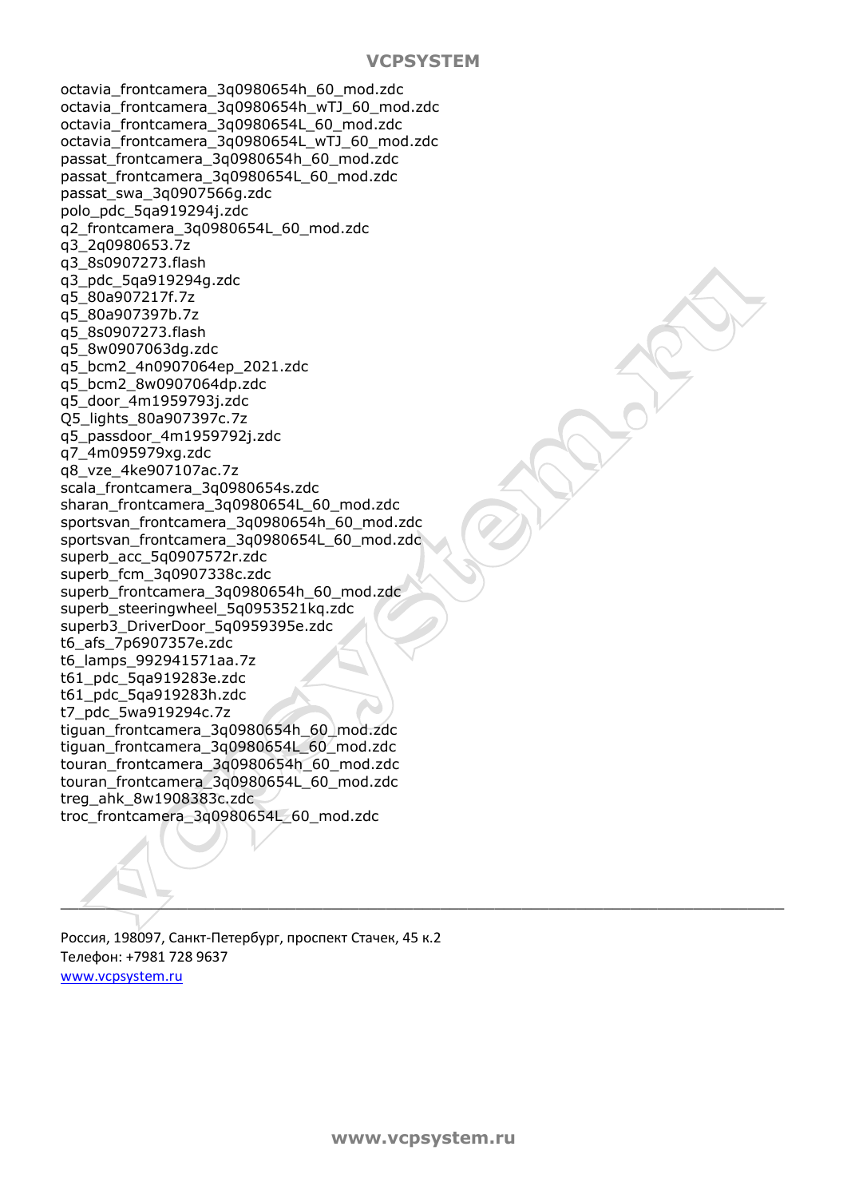octavia_frontcamera_3q0980654h_60_mod.zdc
octavia_frontcamera_3q0980654h_wTJ_60_mod.zdc
octavia_frontcamera_3q0980654L_60_mod.zdc
octavia_frontcamera_3q0980654L_wTJ_60_mod.zdc
passat_frontcamera_3q0980654h_60_mod.zdc
passat_frontcamera_3q0980654L_60_mod.zdc
passat_swa_3q0907566g.zdc
polo_pdc_5qa919294j.zdc
q2_frontcamera_3q0980654L_60_mod.zdc
q3_2q0980653.7z
q3_8s0907273.flash
q3_pdc_5qa919294g.zdc
q5_80a907217f.7z
q5_80a907397b.7z
q5_8s0907273.flash
q5_8w0907063dg.zdc
q5_bcm2_4n0907064ep_2021.zdc
q5_bcm2_8w0907064dp.zdc
q5_door_4m1959793j.zdc
Q5_lights_80a907397c.7z
q5_passdoor_4m1959792j.zdc
q7_4m095979xg.zdc
q8_vze_4ke907107ac.7z
scala_frontcamera_3q0980654s.zdc
sharan_frontcamera_3q0980654L_60_mod.zdc
sportsvan_frontcamera_3q0980654h_60_mod.zdc
sportsvan_frontcamera_3q0980654L_60_mod.zdc
superb_acc_5q0907572r.zdc
superb_fcm_3q0907338c.zdc
superb_frontcamera_3q0980654h_60_mod.zdc
superb_steeringwheel_5q0953521kq.zdc
superb3_DriverDoor_5q0959395e.zdc
t6_afs_7p6907357e.zdc
t6_lamps_992941571aa.7z
t61_pdc_5qa919283e.zdc
t61_pdc_5qa919283h.zdc
t7_pdc_5wa919294c.7z
tiguan_frontcamera_3q0980654h_60_mod.zdc
tiguan_frontcamera_3q0980654L_60_mod.zdc
touran_frontcamera_3q0980654h_60_mod.zdc
touran_frontcamera_3q0980654L_60_mod.zdc
treg_ahk_8w1908383c.zdc
troc_frontcamera_3q0980654L_60_mod.zdc

---

Россия, 198097, Санкт-Петербург, проспект Стачек, 45 к.2
Телефон: +7981 728 9637
www.vcpsystem.ru